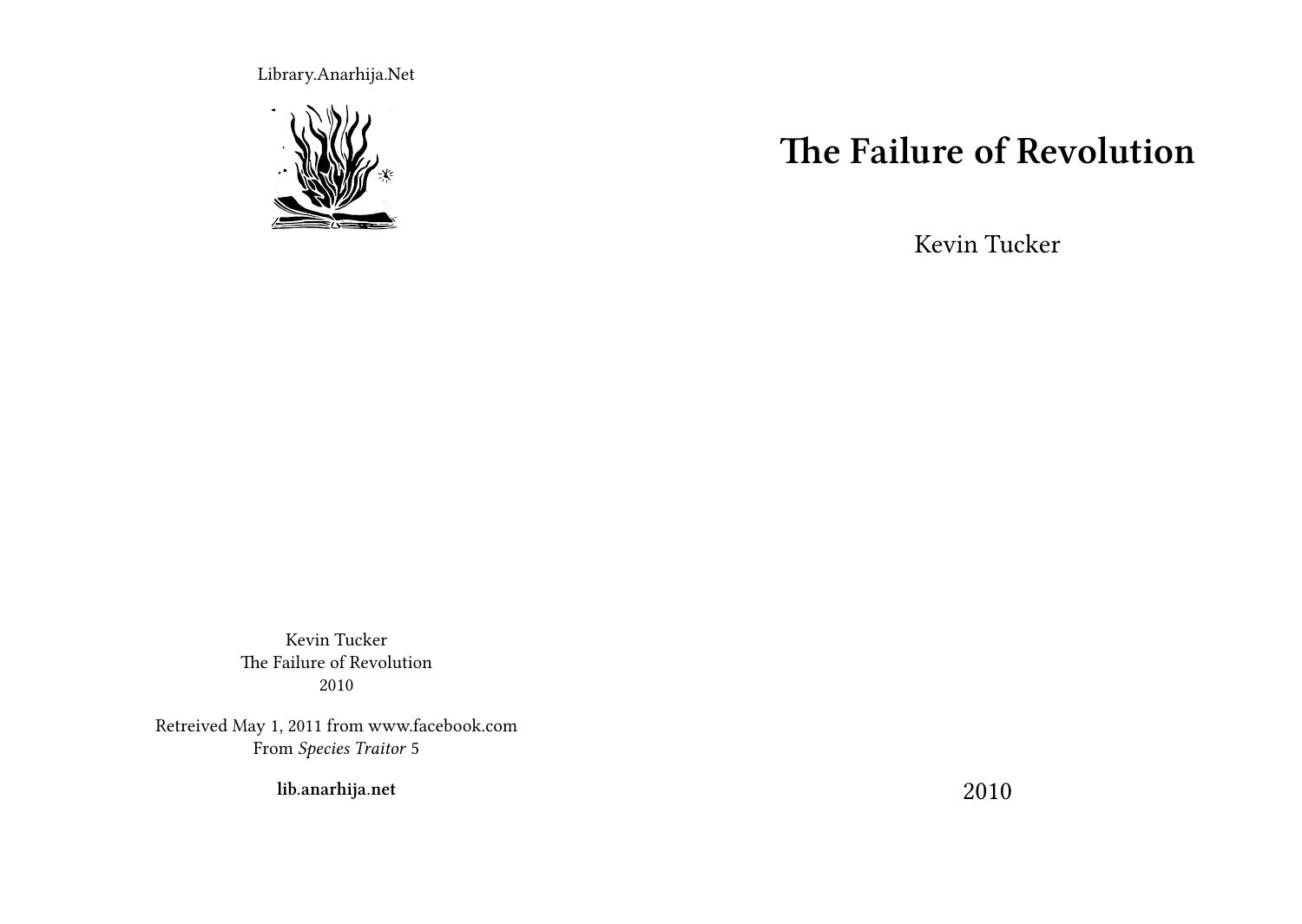Library.Anarhija.Net

# The Failure of Revolution

Kevin Tucker

2010

Kevin Tucker
The Failure of Revolution
2010

Retreived May 1, 2011 from www.facebook.com
From *Species Traitor* 5

**lib.anarhija.net**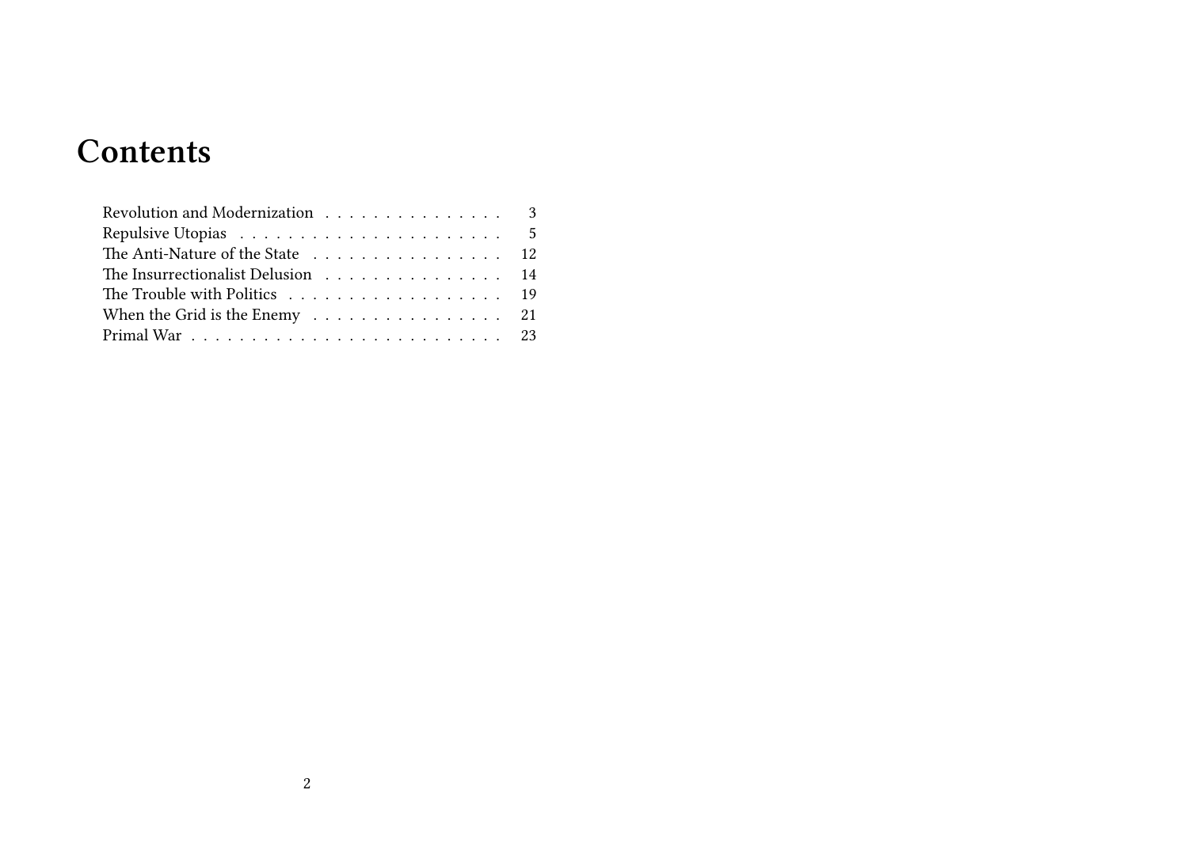# Contents

Revolution and Modernization . . . . . . . . . . . . . . . 3
Repulsive Utopias . . . . . . . . . . . . . . . . . . . . . 5
The Anti-Nature of the State . . . . . . . . . . . . . . . . 12
The Insurrectionalist Delusion . . . . . . . . . . . . . . . 14
The Trouble with Politics . . . . . . . . . . . . . . . . . . 19
When the Grid is the Enemy . . . . . . . . . . . . . . . . 21
Primal War . . . . . . . . . . . . . . . . . . . . . . . . . 23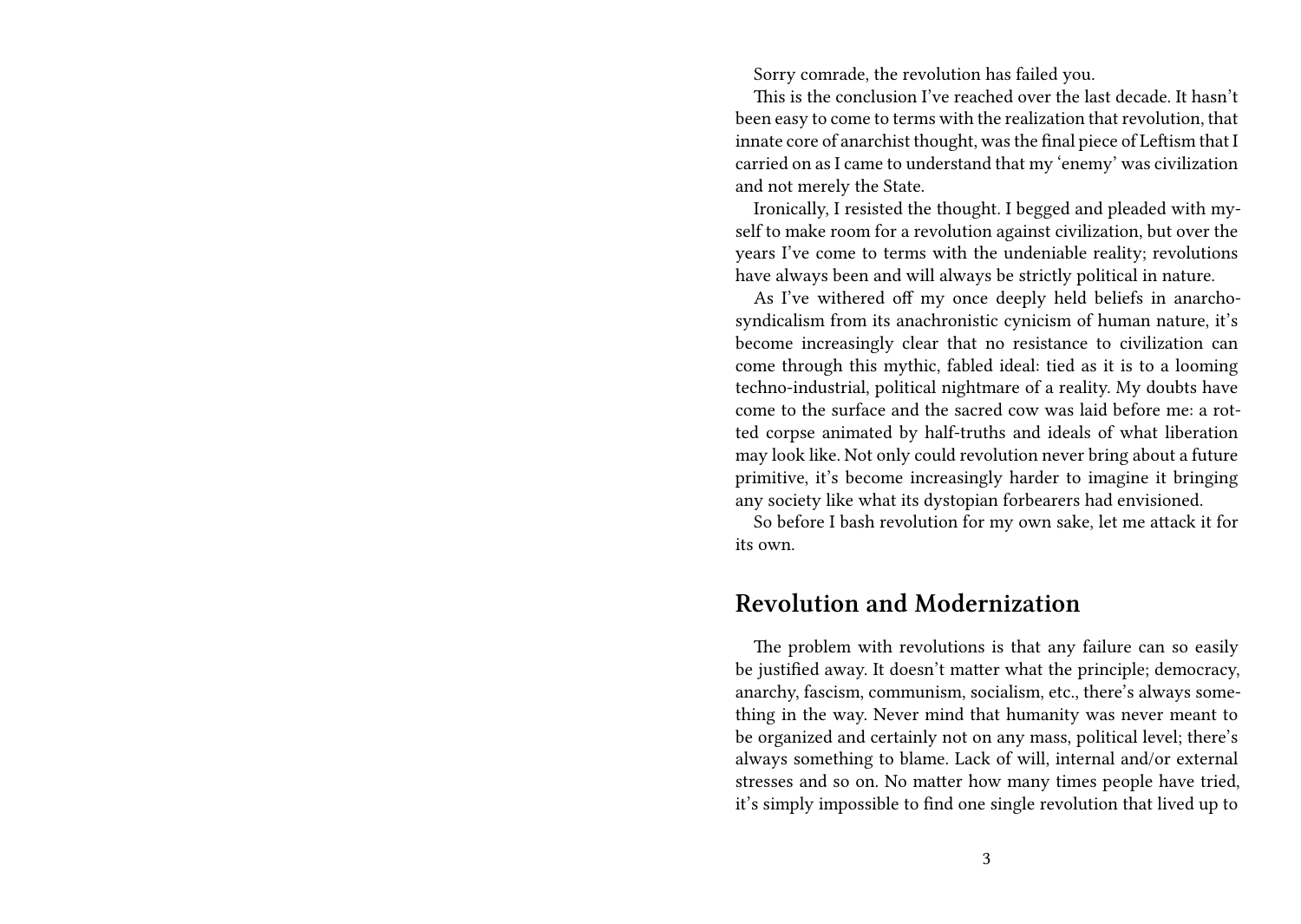Sorry comrade, the revolution has failed you.

This is the conclusion I've reached over the last decade. It hasn't been easy to come to terms with the realization that revolution, that innate core of anarchist thought, was the final piece of Leftism that I carried on as I came to understand that my 'enemy' was civilization and not merely the State.

Ironically, I resisted the thought. I begged and pleaded with myself to make room for a revolution against civilization, but over the years I've come to terms with the undeniable reality; revolutions have always been and will always be strictly political in nature.

As I've withered off my once deeply held beliefs in anarcho-syndicalism from its anachronistic cynicism of human nature, it's become increasingly clear that no resistance to civilization can come through this mythic, fabled ideal: tied as it is to a looming techno-industrial, political nightmare of a reality. My doubts have come to the surface and the sacred cow was laid before me: a rotted corpse animated by half-truths and ideals of what liberation may look like. Not only could revolution never bring about a future primitive, it's become increasingly harder to imagine it bringing any society like what its dystopian forbearers had envisioned.

So before I bash revolution for my own sake, let me attack it for its own.

## Revolution and Modernization

The problem with revolutions is that any failure can so easily be justified away. It doesn't matter what the principle; democracy, anarchy, fascism, communism, socialism, etc., there's always something in the way. Never mind that humanity was never meant to be organized and certainly not on any mass, political level; there's always something to blame. Lack of will, internal and/or external stresses and so on. No matter how many times people have tried, it's simply impossible to find one single revolution that lived up to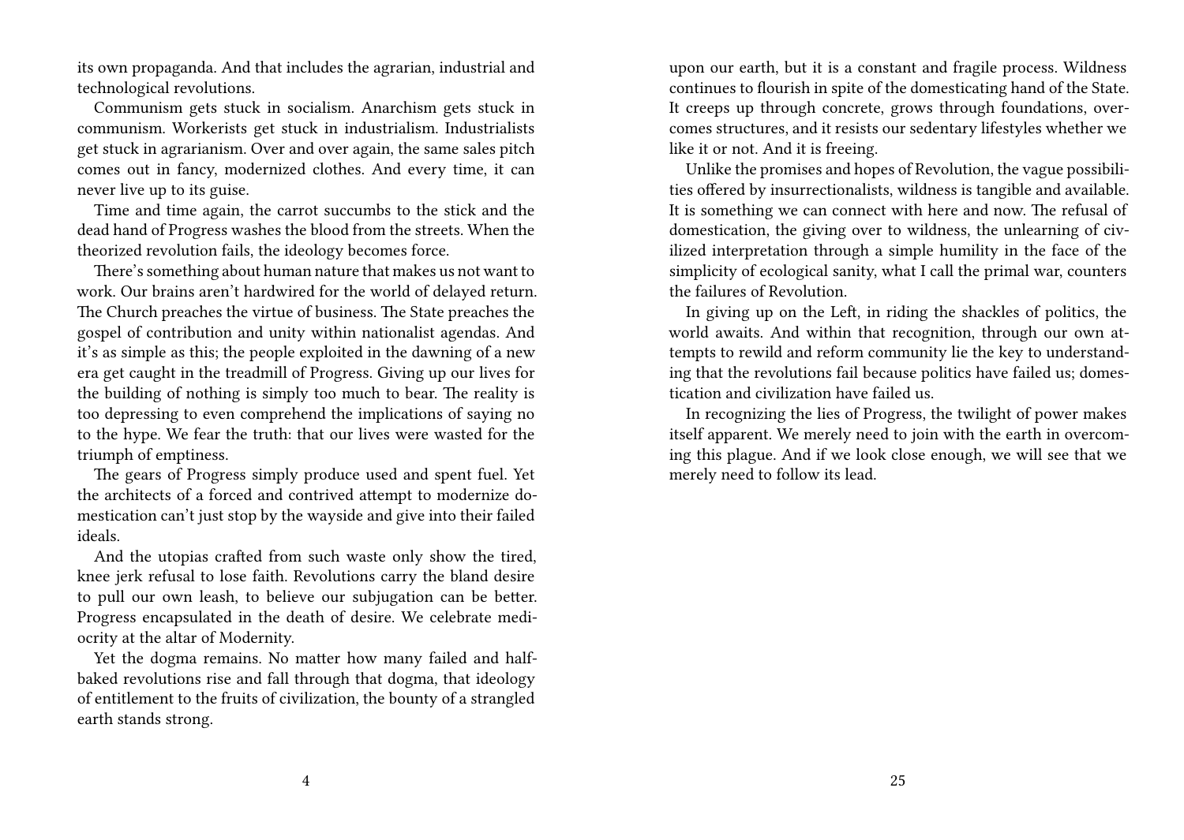its own propaganda. And that includes the agrarian, industrial and technological revolutions.

Communism gets stuck in socialism. Anarchism gets stuck in communism. Workerists get stuck in industrialism. Industrialists get stuck in agrarianism. Over and over again, the same sales pitch comes out in fancy, modernized clothes. And every time, it can never live up to its guise.

Time and time again, the carrot succumbs to the stick and the dead hand of Progress washes the blood from the streets. When the theorized revolution fails, the ideology becomes force.

There's something about human nature that makes us not want to work. Our brains aren't hardwired for the world of delayed return. The Church preaches the virtue of business. The State preaches the gospel of contribution and unity within nationalist agendas. And it's as simple as this; the people exploited in the dawning of a new era get caught in the treadmill of Progress. Giving up our lives for the building of nothing is simply too much to bear. The reality is too depressing to even comprehend the implications of saying no to the hype. We fear the truth: that our lives were wasted for the triumph of emptiness.

The gears of Progress simply produce used and spent fuel. Yet the architects of a forced and contrived attempt to modernize domestication can't just stop by the wayside and give into their failed ideals.

And the utopias crafted from such waste only show the tired, knee jerk refusal to lose faith. Revolutions carry the bland desire to pull our own leash, to believe our subjugation can be better. Progress encapsulated in the death of desire. We celebrate mediocrity at the altar of Modernity.

Yet the dogma remains. No matter how many failed and half-baked revolutions rise and fall through that dogma, that ideology of entitlement to the fruits of civilization, the bounty of a strangled earth stands strong.

upon our earth, but it is a constant and fragile process. Wildness continues to flourish in spite of the domesticating hand of the State. It creeps up through concrete, grows through foundations, overcomes structures, and it resists our sedentary lifestyles whether we like it or not. And it is freeing.

Unlike the promises and hopes of Revolution, the vague possibilities offered by insurrectionalists, wildness is tangible and available. It is something we can connect with here and now. The refusal of domestication, the giving over to wildness, the unlearning of civilized interpretation through a simple humility in the face of the simplicity of ecological sanity, what I call the primal war, counters the failures of Revolution.

In giving up on the Left, in riding the shackles of politics, the world awaits. And within that recognition, through our own attempts to rewild and reform community lie the key to understanding that the revolutions fail because politics have failed us; domestication and civilization have failed us.

In recognizing the lies of Progress, the twilight of power makes itself apparent. We merely need to join with the earth in overcoming this plague. And if we look close enough, we will see that we merely need to follow its lead.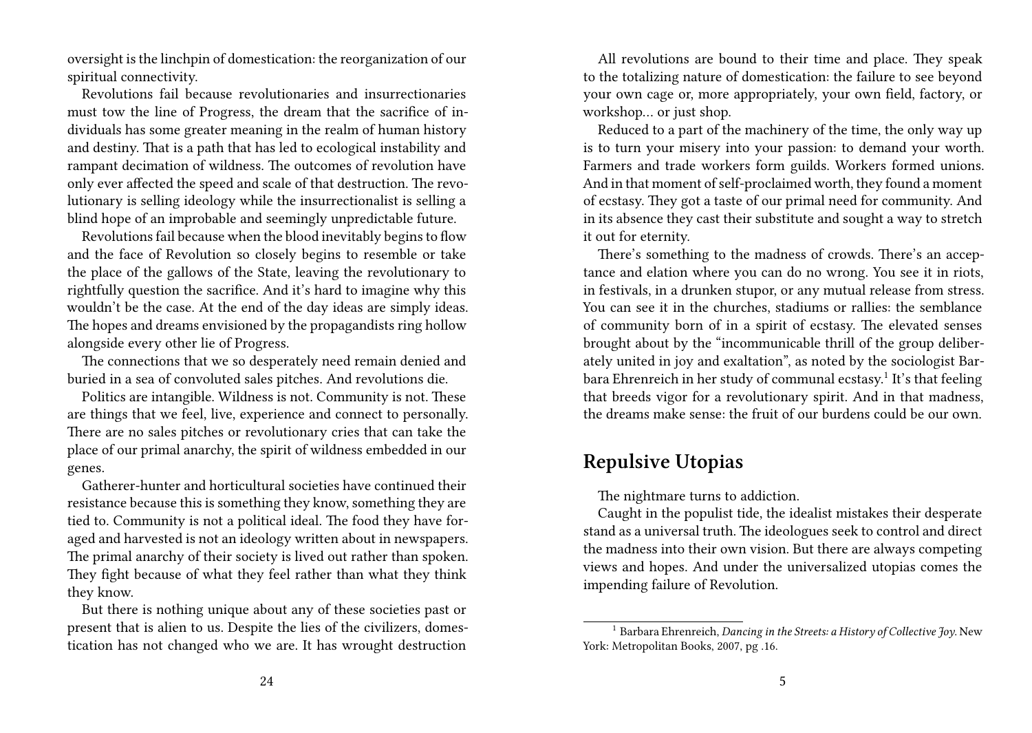oversight is the linchpin of domestication: the reorganization of our spiritual connectivity.

Revolutions fail because revolutionaries and insurrectionaries must tow the line of Progress, the dream that the sacrifice of individuals has some greater meaning in the realm of human history and destiny. That is a path that has led to ecological instability and rampant decimation of wildness. The outcomes of revolution have only ever affected the speed and scale of that destruction. The revolutionary is selling ideology while the insurrectionalist is selling a blind hope of an improbable and seemingly unpredictable future.

Revolutions fail because when the blood inevitably begins to flow and the face of Revolution so closely begins to resemble or take the place of the gallows of the State, leaving the revolutionary to rightfully question the sacrifice. And it's hard to imagine why this wouldn't be the case. At the end of the day ideas are simply ideas. The hopes and dreams envisioned by the propagandists ring hollow alongside every other lie of Progress.

The connections that we so desperately need remain denied and buried in a sea of convoluted sales pitches. And revolutions die.

Politics are intangible. Wildness is not. Community is not. These are things that we feel, live, experience and connect to personally. There are no sales pitches or revolutionary cries that can take the place of our primal anarchy, the spirit of wildness embedded in our genes.

Gatherer-hunter and horticultural societies have continued their resistance because this is something they know, something they are tied to. Community is not a political ideal. The food they have foraged and harvested is not an ideology written about in newspapers. The primal anarchy of their society is lived out rather than spoken. They fight because of what they feel rather than what they think they know.

But there is nothing unique about any of these societies past or present that is alien to us. Despite the lies of the civilizers, domestication has not changed who we are. It has wrought destruction

All revolutions are bound to their time and place. They speak to the totalizing nature of domestication: the failure to see beyond your own cage or, more appropriately, your own field, factory, or workshop… or just shop.

Reduced to a part of the machinery of the time, the only way up is to turn your misery into your passion: to demand your worth. Farmers and trade workers form guilds. Workers formed unions. And in that moment of self-proclaimed worth, they found a moment of ecstasy. They got a taste of our primal need for community. And in its absence they cast their substitute and sought a way to stretch it out for eternity.

There's something to the madness of crowds. There's an acceptance and elation where you can do no wrong. You see it in riots, in festivals, in a drunken stupor, or any mutual release from stress. You can see it in the churches, stadiums or rallies: the semblance of community born of in a spirit of ecstasy. The elevated senses brought about by the "incommunicable thrill of the group deliberately united in joy and exaltation", as noted by the sociologist Barbara Ehrenreich in her study of communal ecstasy.[1] It's that feeling that breeds vigor for a revolutionary spirit. And in that madness, the dreams make sense: the fruit of our burdens could be our own.

## Repulsive Utopias

The nightmare turns to addiction.

Caught in the populist tide, the idealist mistakes their desperate stand as a universal truth. The ideologues seek to control and direct the madness into their own vision. But there are always competing views and hopes. And under the universalized utopias comes the impending failure of Revolution.

---

[1] Barbara Ehrenreich, *Dancing in the Streets: a History of Collective Joy.* New York: Metropolitan Books, 2007, pg .16.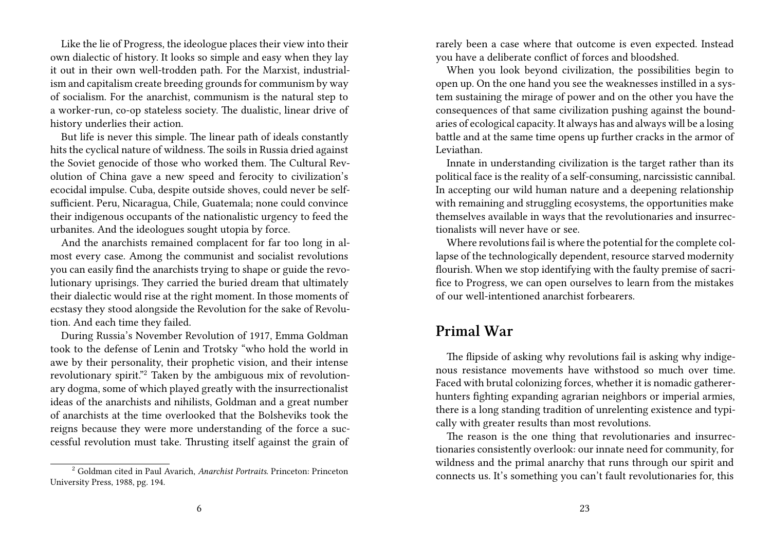Like the lie of Progress, the ideologue places their view into their own dialectic of history. It looks so simple and easy when they lay it out in their own well-trodden path. For the Marxist, industrialism and capitalism create breeding grounds for communism by way of socialism. For the anarchist, communism is the natural step to a worker-run, co-op stateless society. The dualistic, linear drive of history underlies their action.

But life is never this simple. The linear path of ideals constantly hits the cyclical nature of wildness. The soils in Russia dried against the Soviet genocide of those who worked them. The Cultural Revolution of China gave a new speed and ferocity to civilization's ecocidal impulse. Cuba, despite outside shoves, could never be self-sufficient. Peru, Nicaragua, Chile, Guatemala; none could convince their indigenous occupants of the nationalistic urgency to feed the urbanites. And the ideologues sought utopia by force.

And the anarchists remained complacent for far too long in almost every case. Among the communist and socialist revolutions you can easily find the anarchists trying to shape or guide the revolutionary uprisings. They carried the buried dream that ultimately their dialectic would rise at the right moment. In those moments of ecstasy they stood alongside the Revolution for the sake of Revolution. And each time they failed.

During Russia's November Revolution of 1917, Emma Goldman took to the defense of Lenin and Trotsky "who hold the world in awe by their personality, their prophetic vision, and their intense revolutionary spirit."[2] Taken by the ambiguous mix of revolutionary dogma, some of which played greatly with the insurrectionalist ideas of the anarchists and nihilists, Goldman and a great number of anarchists at the time overlooked that the Bolsheviks took the reigns because they were more understanding of the force a successful revolution must take. Thrusting itself against the grain of

[2] Goldman cited in Paul Avarich, *Anarchist Portraits*. Princeton: Princeton University Press, 1988, pg. 194.

rarely been a case where that outcome is even expected. Instead you have a deliberate conflict of forces and bloodshed.

When you look beyond civilization, the possibilities begin to open up. On the one hand you see the weaknesses instilled in a system sustaining the mirage of power and on the other you have the consequences of that same civilization pushing against the boundaries of ecological capacity. It always has and always will be a losing battle and at the same time opens up further cracks in the armor of Leviathan.

Innate in understanding civilization is the target rather than its political face is the reality of a self-consuming, narcissistic cannibal. In accepting our wild human nature and a deepening relationship with remaining and struggling ecosystems, the opportunities make themselves available in ways that the revolutionaries and insurrectionalists will never have or see.

Where revolutions fail is where the potential for the complete collapse of the technologically dependent, resource starved modernity flourish. When we stop identifying with the faulty premise of sacrifice to Progress, we can open ourselves to learn from the mistakes of our well-intentioned anarchist forbearers.

## Primal War

The flipside of asking why revolutions fail is asking why indigenous resistance movements have withstood so much over time. Faced with brutal colonizing forces, whether it is nomadic gatherer-hunters fighting expanding agrarian neighbors or imperial armies, there is a long standing tradition of unrelenting existence and typically with greater results than most revolutions.

The reason is the one thing that revolutionaries and insurrectionaries consistently overlook: our innate need for community, for wildness and the primal anarchy that runs through our spirit and connects us. It's something you can't fault revolutionaries for, this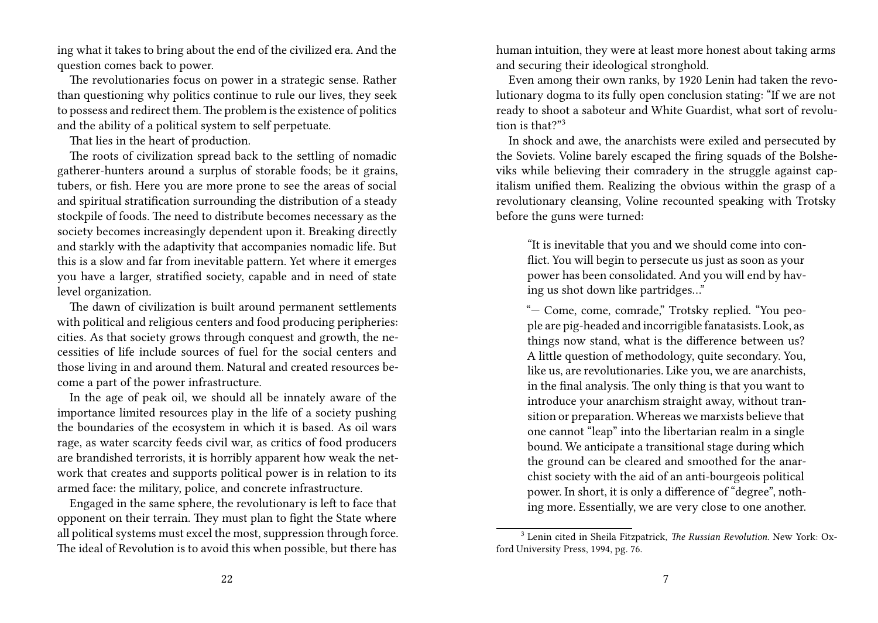ing what it takes to bring about the end of the civilized era. And the question comes back to power.

The revolutionaries focus on power in a strategic sense. Rather than questioning why politics continue to rule our lives, they seek to possess and redirect them. The problem is the existence of politics and the ability of a political system to self perpetuate.

That lies in the heart of production.

The roots of civilization spread back to the settling of nomadic gatherer-hunters around a surplus of storable foods; be it grains, tubers, or fish. Here you are more prone to see the areas of social and spiritual stratification surrounding the distribution of a steady stockpile of foods. The need to distribute becomes necessary as the society becomes increasingly dependent upon it. Breaking directly and starkly with the adaptivity that accompanies nomadic life. But this is a slow and far from inevitable pattern. Yet where it emerges you have a larger, stratified society, capable and in need of state level organization.

The dawn of civilization is built around permanent settlements with political and religious centers and food producing peripheries: cities. As that society grows through conquest and growth, the necessities of life include sources of fuel for the social centers and those living in and around them. Natural and created resources become a part of the power infrastructure.

In the age of peak oil, we should all be innately aware of the importance limited resources play in the life of a society pushing the boundaries of the ecosystem in which it is based. As oil wars rage, as water scarcity feeds civil war, as critics of food producers are brandished terrorists, it is horribly apparent how weak the network that creates and supports political power is in relation to its armed face: the military, police, and concrete infrastructure.

Engaged in the same sphere, the revolutionary is left to face that opponent on their terrain. They must plan to fight the State where all political systems must excel the most, suppression through force. The ideal of Revolution is to avoid this when possible, but there has

human intuition, they were at least more honest about taking arms and securing their ideological stronghold.

Even among their own ranks, by 1920 Lenin had taken the revolutionary dogma to its fully open conclusion stating: "If we are not ready to shoot a saboteur and White Guardist, what sort of revolution is that?"[3]

In shock and awe, the anarchists were exiled and persecuted by the Soviets. Voline barely escaped the firing squads of the Bolsheviks while believing their comradery in the struggle against capitalism unified them. Realizing the obvious within the grasp of a revolutionary cleansing, Voline recounted speaking with Trotsky before the guns were turned:

> "It is inevitable that you and we should come into conflict. You will begin to persecute us just as soon as your power has been consolidated. And you will end by having us shot down like partridges…"
>
> "— Come, come, comrade," Trotsky replied. "You people are pig-headed and incorrigible fanatasists. Look, as things now stand, what is the difference between us? A little question of methodology, quite secondary. You, like us, are revolutionaries. Like you, we are anarchists, in the final analysis. The only thing is that you want to introduce your anarchism straight away, without transition or preparation. Whereas we marxists believe that one cannot "leap" into the libertarian realm in a single bound. We anticipate a transitional stage during which the ground can be cleared and smoothed for the anarchist society with the aid of an anti-bourgeois political power. In short, it is only a difference of "degree", nothing more. Essentially, we are very close to one another.

[3] Lenin cited in Sheila Fitzpatrick, *The Russian Revolution*. New York: Oxford University Press, 1994, pg. 76.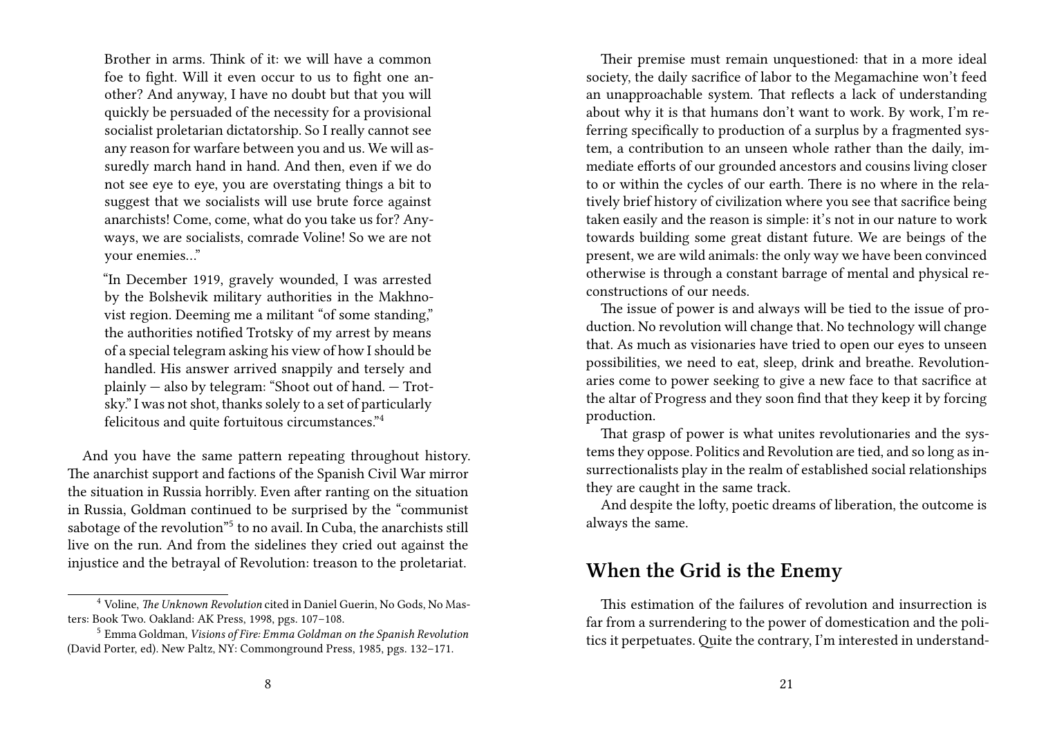Brother in arms. Think of it: we will have a common foe to fight. Will it even occur to us to fight one another? And anyway, I have no doubt but that you will quickly be persuaded of the necessity for a provisional socialist proletarian dictatorship. So I really cannot see any reason for warfare between you and us. We will assuredly march hand in hand. And then, even if we do not see eye to eye, you are overstating things a bit to suggest that we socialists will use brute force against anarchists! Come, come, what do you take us for? Anyways, we are socialists, comrade Voline! So we are not your enemies…"

> "In December 1919, gravely wounded, I was arrested by the Bolshevik military authorities in the Makhnovist region. Deeming me a militant "of some standing," the authorities notified Trotsky of my arrest by means of a special telegram asking his view of how I should be handled. His answer arrived snappily and tersely and plainly — also by telegram: "Shoot out of hand. — Trotsky." I was not shot, thanks solely to a set of particularly felicitous and quite fortuitous circumstances."[4]

And you have the same pattern repeating throughout history. The anarchist support and factions of the Spanish Civil War mirror the situation in Russia horribly. Even after ranting on the situation in Russia, Goldman continued to be surprised by the "communist sabotage of the revolution"[5] to no avail. In Cuba, the anarchists still live on the run. And from the sidelines they cried out against the injustice and the betrayal of Revolution: treason to the proletariat.

[4] Voline, *The Unknown Revolution* cited in Daniel Guerin, No Gods, No Masters: Book Two. Oakland: AK Press, 1998, pgs. 107–108.

[5] Emma Goldman, *Visions of Fire: Emma Goldman on the Spanish Revolution* (David Porter, ed). New Paltz, NY: Commonground Press, 1985, pgs. 132–171.

Their premise must remain unquestioned: that in a more ideal society, the daily sacrifice of labor to the Megamachine won't feed an unapproachable system. That reflects a lack of understanding about why it is that humans don't want to work. By work, I'm referring specifically to production of a surplus by a fragmented system, a contribution to an unseen whole rather than the daily, immediate efforts of our grounded ancestors and cousins living closer to or within the cycles of our earth. There is no where in the relatively brief history of civilization where you see that sacrifice being taken easily and the reason is simple: it's not in our nature to work towards building some great distant future. We are beings of the present, we are wild animals: the only way we have been convinced otherwise is through a constant barrage of mental and physical reconstructions of our needs.

The issue of power is and always will be tied to the issue of production. No revolution will change that. No technology will change that. As much as visionaries have tried to open our eyes to unseen possibilities, we need to eat, sleep, drink and breathe. Revolutionaries come to power seeking to give a new face to that sacrifice at the altar of Progress and they soon find that they keep it by forcing production.

That grasp of power is what unites revolutionaries and the systems they oppose. Politics and Revolution are tied, and so long as insurrectionalists play in the realm of established social relationships they are caught in the same track.

And despite the lofty, poetic dreams of liberation, the outcome is always the same.

## When the Grid is the Enemy

This estimation of the failures of revolution and insurrection is far from a surrendering to the power of domestication and the politics it perpetuates. Quite the contrary, I'm interested in understand-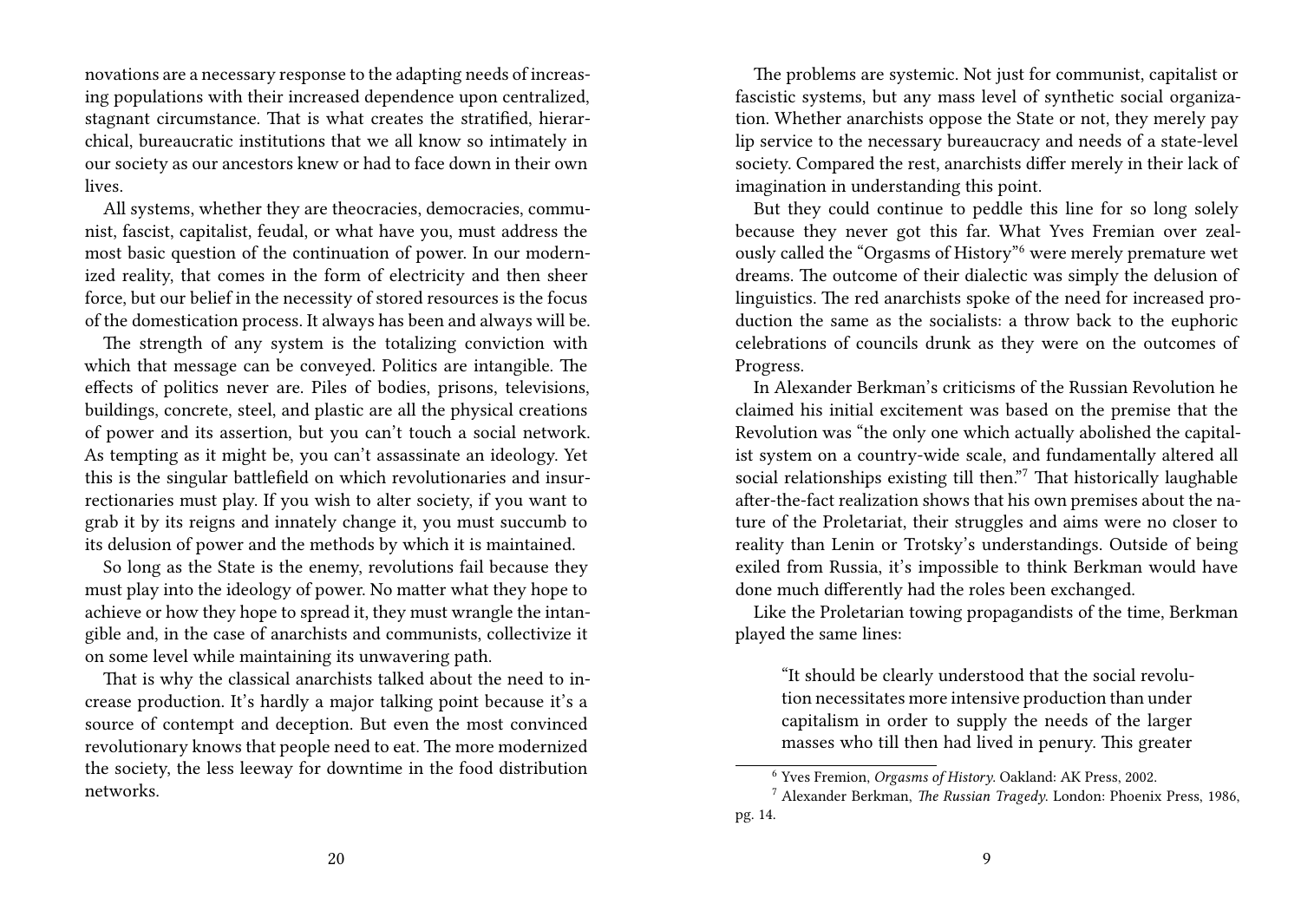novations are a necessary response to the adapting needs of increasing populations with their increased dependence upon centralized, stagnant circumstance. That is what creates the stratified, hierarchical, bureaucratic institutions that we all know so intimately in our society as our ancestors knew or had to face down in their own lives.

All systems, whether they are theocracies, democracies, communist, fascist, capitalist, feudal, or what have you, must address the most basic question of the continuation of power. In our modernized reality, that comes in the form of electricity and then sheer force, but our belief in the necessity of stored resources is the focus of the domestication process. It always has been and always will be.

The strength of any system is the totalizing conviction with which that message can be conveyed. Politics are intangible. The effects of politics never are. Piles of bodies, prisons, televisions, buildings, concrete, steel, and plastic are all the physical creations of power and its assertion, but you can't touch a social network. As tempting as it might be, you can't assassinate an ideology. Yet this is the singular battlefield on which revolutionaries and insurrectionaries must play. If you wish to alter society, if you want to grab it by its reigns and innately change it, you must succumb to its delusion of power and the methods by which it is maintained.

So long as the State is the enemy, revolutions fail because they must play into the ideology of power. No matter what they hope to achieve or how they hope to spread it, they must wrangle the intangible and, in the case of anarchists and communists, collectivize it on some level while maintaining its unwavering path.

That is why the classical anarchists talked about the need to increase production. It's hardly a major talking point because it's a source of contempt and deception. But even the most convinced revolutionary knows that people need to eat. The more modernized the society, the less leeway for downtime in the food distribution networks.

The problems are systemic. Not just for communist, capitalist or fascistic systems, but any mass level of synthetic social organization. Whether anarchists oppose the State or not, they merely pay lip service to the necessary bureaucracy and needs of a state-level society. Compared the rest, anarchists differ merely in their lack of imagination in understanding this point.

But they could continue to peddle this line for so long solely because they never got this far. What Yves Fremian over zealously called the "Orgasms of History"[6] were merely premature wet dreams. The outcome of their dialectic was simply the delusion of linguistics. The red anarchists spoke of the need for increased production the same as the socialists: a throw back to the euphoric celebrations of councils drunk as they were on the outcomes of Progress.

In Alexander Berkman's criticisms of the Russian Revolution he claimed his initial excitement was based on the premise that the Revolution was "the only one which actually abolished the capitalist system on a country-wide scale, and fundamentally altered all social relationships existing till then."[7] That historically laughable after-the-fact realization shows that his own premises about the nature of the Proletariat, their struggles and aims were no closer to reality than Lenin or Trotsky's understandings. Outside of being exiled from Russia, it's impossible to think Berkman would have done much differently had the roles been exchanged.

Like the Proletarian towing propagandists of the time, Berkman played the same lines:

> "It should be clearly understood that the social revolution necessitates more intensive production than under capitalism in order to supply the needs of the larger masses who till then had lived in penury. This greater

[6] Yves Fremion, *Orgasms of History.* Oakland: AK Press, 2002.

[7] Alexander Berkman, *The Russian Tragedy.* London: Phoenix Press, 1986, pg. 14.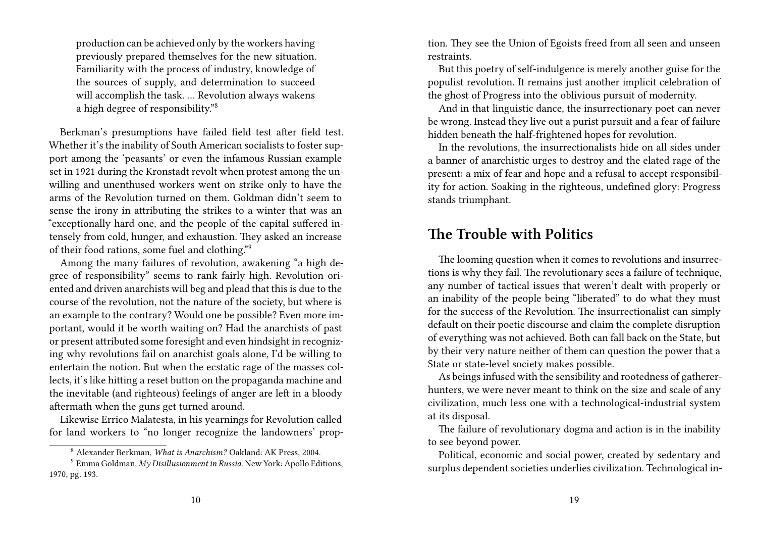production can be achieved only by the workers having previously prepared themselves for the new situation. Familiarity with the process of industry, knowledge of the sources of supply, and determination to succeed will accomplish the task. … Revolution always wakens a high degree of responsibility."[8]

Berkman's presumptions have failed field test after field test. Whether it's the inability of South American socialists to foster support among the 'peasants' or even the infamous Russian example set in 1921 during the Kronstadt revolt when protest among the unwilling and unenthused workers went on strike only to have the arms of the Revolution turned on them. Goldman didn't seem to sense the irony in attributing the strikes to a winter that was an "exceptionally hard one, and the people of the capital suffered intensely from cold, hunger, and exhaustion. They asked an increase of their food rations, some fuel and clothing."[9]

Among the many failures of revolution, awakening "a high degree of responsibility" seems to rank fairly high. Revolution oriented and driven anarchists will beg and plead that this is due to the course of the revolution, not the nature of the society, but where is an example to the contrary? Would one be possible? Even more important, would it be worth waiting on? Had the anarchists of past or present attributed some foresight and even hindsight in recognizing why revolutions fail on anarchist goals alone, I'd be willing to entertain the notion. But when the ecstatic rage of the masses collects, it's like hitting a reset button on the propaganda machine and the inevitable (and righteous) feelings of anger are left in a bloody aftermath when the guns get turned around.

Likewise Errico Malatesta, in his yearnings for Revolution called for land workers to "no longer recognize the landowners' prop-

[8] Alexander Berkman, *What is Anarchism?* Oakland: AK Press, 2004.

[9] Emma Goldman, *My Disillusionment in Russia*. New York: Apollo Editions, 1970, pg. 193.

tion. They see the Union of Egoists freed from all seen and unseen restraints.

But this poetry of self-indulgence is merely another guise for the populist revolution. It remains just another implicit celebration of the ghost of Progress into the oblivious pursuit of modernity.

And in that linguistic dance, the insurrectionary poet can never be wrong. Instead they live out a purist pursuit and a fear of failure hidden beneath the half-frightened hopes for revolution.

In the revolutions, the insurrectionalists hide on all sides under a banner of anarchistic urges to destroy and the elated rage of the present: a mix of fear and hope and a refusal to accept responsibility for action. Soaking in the righteous, undefined glory: Progress stands triumphant.

## The Trouble with Politics

The looming question when it comes to revolutions and insurrections is why they fail. The revolutionary sees a failure of technique, any number of tactical issues that weren't dealt with properly or an inability of the people being "liberated" to do what they must for the success of the Revolution. The insurrectionalist can simply default on their poetic discourse and claim the complete disruption of everything was not achieved. Both can fall back on the State, but by their very nature neither of them can question the power that a State or state-level society makes possible.

As beings infused with the sensibility and rootedness of gatherer-hunters, we were never meant to think on the size and scale of any civilization, much less one with a technological-industrial system at its disposal.

The failure of revolutionary dogma and action is in the inability to see beyond power.

Political, economic and social power, created by sedentary and surplus dependent societies underlies civilization. Technological in-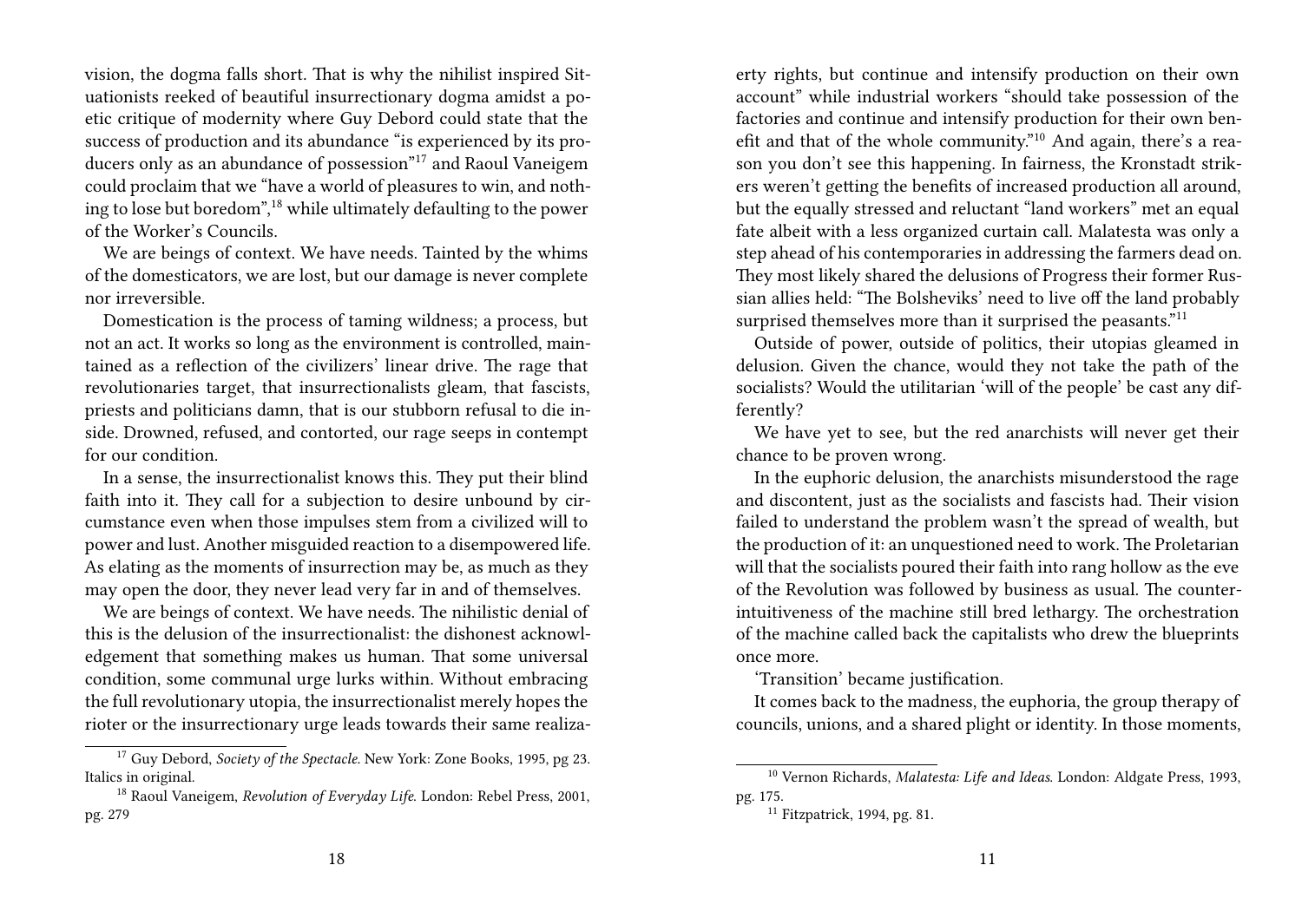vision, the dogma falls short. That is why the nihilist inspired Situationists reeked of beautiful insurrectionary dogma amidst a poetic critique of modernity where Guy Debord could state that the success of production and its abundance "is experienced by its producers only as an abundance of possession"[17] and Raoul Vaneigem could proclaim that we "have a world of pleasures to win, and nothing to lose but boredom",[18] while ultimately defaulting to the power of the Worker's Councils.

We are beings of context. We have needs. Tainted by the whims of the domesticators, we are lost, but our damage is never complete nor irreversible.

Domestication is the process of taming wildness; a process, but not an act. It works so long as the environment is controlled, maintained as a reflection of the civilizers' linear drive. The rage that revolutionaries target, that insurrectionalists gleam, that fascists, priests and politicians damn, that is our stubborn refusal to die inside. Drowned, refused, and contorted, our rage seeps in contempt for our condition.

In a sense, the insurrectionalist knows this. They put their blind faith into it. They call for a subjection to desire unbound by circumstance even when those impulses stem from a civilized will to power and lust. Another misguided reaction to a disempowered life. As elating as the moments of insurrection may be, as much as they may open the door, they never lead very far in and of themselves.

We are beings of context. We have needs. The nihilistic denial of this is the delusion of the insurrectionalist: the dishonest acknowledgement that something makes us human. That some universal condition, some communal urge lurks within. Without embracing the full revolutionary utopia, the insurrectionalist merely hopes the rioter or the insurrectionary urge leads towards their same realiza-

[17] Guy Debord, *Society of the Spectacle*. New York: Zone Books, 1995, pg 23. Italics in original.

[18] Raoul Vaneigem, *Revolution of Everyday Life*. London: Rebel Press, 2001, pg. 279

erty rights, but continue and intensify production on their own account" while industrial workers "should take possession of the factories and continue and intensify production for their own benefit and that of the whole community."[10] And again, there's a reason you don't see this happening. In fairness, the Kronstadt strikers weren't getting the benefits of increased production all around, but the equally stressed and reluctant "land workers" met an equal fate albeit with a less organized curtain call. Malatesta was only a step ahead of his contemporaries in addressing the farmers dead on. They most likely shared the delusions of Progress their former Russian allies held: "The Bolsheviks' need to live off the land probably surprised themselves more than it surprised the peasants."[11]

Outside of power, outside of politics, their utopias gleamed in delusion. Given the chance, would they not take the path of the socialists? Would the utilitarian 'will of the people' be cast any differently?

We have yet to see, but the red anarchists will never get their chance to be proven wrong.

In the euphoric delusion, the anarchists misunderstood the rage and discontent, just as the socialists and fascists had. Their vision failed to understand the problem wasn't the spread of wealth, but the production of it: an unquestioned need to work. The Proletarian will that the socialists poured their faith into rang hollow as the eve of the Revolution was followed by business as usual. The counter-intuitiveness of the machine still bred lethargy. The orchestration of the machine called back the capitalists who drew the blueprints once more.

'Transition' became justification.

It comes back to the madness, the euphoria, the group therapy of councils, unions, and a shared plight or identity. In those moments,

[10] Vernon Richards, *Malatesta: Life and Ideas*. London: Aldgate Press, 1993, pg. 175.

[11] Fitzpatrick, 1994, pg. 81.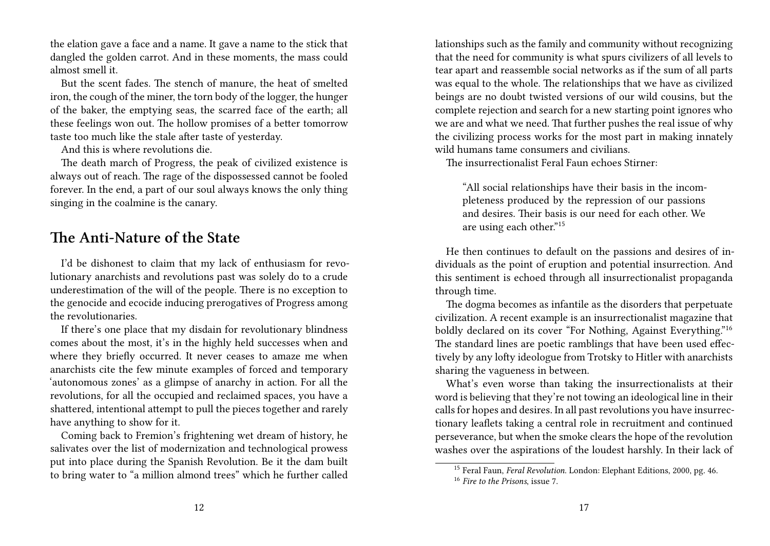the elation gave a face and a name. It gave a name to the stick that dangled the golden carrot. And in these moments, the mass could almost smell it.

But the scent fades. The stench of manure, the heat of smelted iron, the cough of the miner, the torn body of the logger, the hunger of the baker, the emptying seas, the scarred face of the earth; all these feelings won out. The hollow promises of a better tomorrow taste too much like the stale after taste of yesterday.

And this is where revolutions die.

The death march of Progress, the peak of civilized existence is always out of reach. The rage of the dispossessed cannot be fooled forever. In the end, a part of our soul always knows the only thing singing in the coalmine is the canary.

## The Anti-Nature of the State

I'd be dishonest to claim that my lack of enthusiasm for revolutionary anarchists and revolutions past was solely do to a crude underestimation of the will of the people. There is no exception to the genocide and ecocide inducing prerogatives of Progress among the revolutionaries.

If there's one place that my disdain for revolutionary blindness comes about the most, it's in the highly held successes when and where they briefly occurred. It never ceases to amaze me when anarchists cite the few minute examples of forced and temporary 'autonomous zones' as a glimpse of anarchy in action. For all the revolutions, for all the occupied and reclaimed spaces, you have a shattered, intentional attempt to pull the pieces together and rarely have anything to show for it.

Coming back to Fremion's frightening wet dream of history, he salivates over the list of modernization and technological prowess put into place during the Spanish Revolution. Be it the dam built to bring water to "a million almond trees" which he further called

lationships such as the family and community without recognizing that the need for community is what spurs civilizers of all levels to tear apart and reassemble social networks as if the sum of all parts was equal to the whole. The relationships that we have as civilized beings are no doubt twisted versions of our wild cousins, but the complete rejection and search for a new starting point ignores who we are and what we need. That further pushes the real issue of why the civilizing process works for the most part in making innately wild humans tame consumers and civilians.

The insurrectionalist Feral Faun echoes Stirner:

> "All social relationships have their basis in the incompleteness produced by the repression of our passions and desires. Their basis is our need for each other. We are using each other."[15]

He then continues to default on the passions and desires of individuals as the point of eruption and potential insurrection. And this sentiment is echoed through all insurrectionalist propaganda through time.

The dogma becomes as infantile as the disorders that perpetuate civilization. A recent example is an insurrectionalist magazine that boldly declared on its cover "For Nothing, Against Everything."[16] The standard lines are poetic ramblings that have been used effectively by any lofty ideologue from Trotsky to Hitler with anarchists sharing the vagueness in between.

What's even worse than taking the insurrectionalists at their word is believing that they're not towing an ideological line in their calls for hopes and desires. In all past revolutions you have insurrectionary leaflets taking a central role in recruitment and continued perseverance, but when the smoke clears the hope of the revolution washes over the aspirations of the loudest harshly. In their lack of

---

[15] Feral Faun, *Feral Revolution*. London: Elephant Editions, 2000, pg. 46.

[16] *Fire to the Prisons*, issue 7.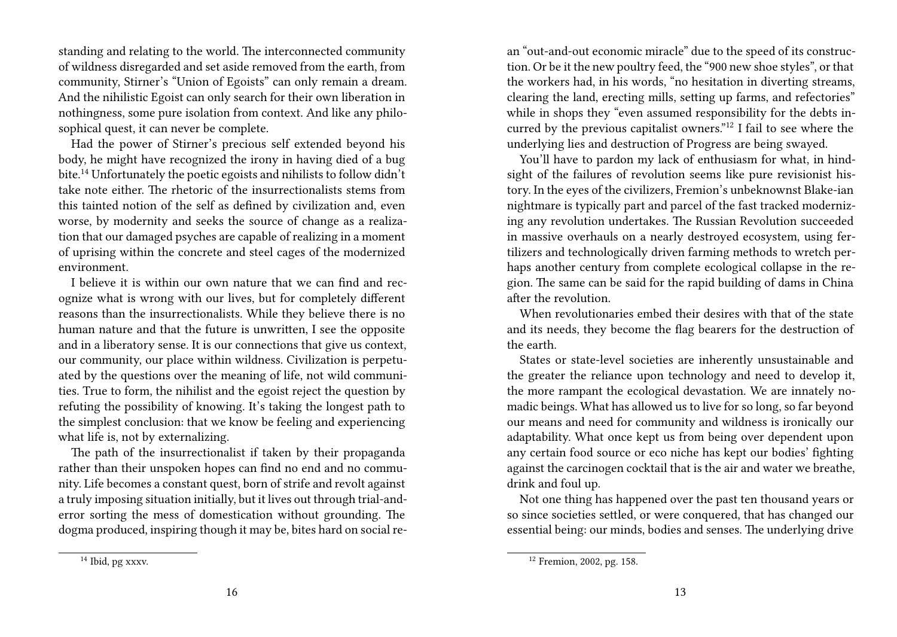standing and relating to the world. The interconnected community of wildness disregarded and set aside removed from the earth, from community, Stirner's "Union of Egoists" can only remain a dream. And the nihilistic Egoist can only search for their own liberation in nothingness, some pure isolation from context. And like any philosophical quest, it can never be complete.

Had the power of Stirner's precious self extended beyond his body, he might have recognized the irony in having died of a bug bite.[14] Unfortunately the poetic egoists and nihilists to follow didn't take note either. The rhetoric of the insurrectionalists stems from this tainted notion of the self as defined by civilization and, even worse, by modernity and seeks the source of change as a realization that our damaged psyches are capable of realizing in a moment of uprising within the concrete and steel cages of the modernized environment.

I believe it is within our own nature that we can find and recognize what is wrong with our lives, but for completely different reasons than the insurrectionalists. While they believe there is no human nature and that the future is unwritten, I see the opposite and in a liberatory sense. It is our connections that give us context, our community, our place within wildness. Civilization is perpetuated by the questions over the meaning of life, not wild communities. True to form, the nihilist and the egoist reject the question by refuting the possibility of knowing. It's taking the longest path to the simplest conclusion: that we know be feeling and experiencing what life is, not by externalizing.

The path of the insurrectionalist if taken by their propaganda rather than their unspoken hopes can find no end and no community. Life becomes a constant quest, born of strife and revolt against a truly imposing situation initially, but it lives out through trial-and-error sorting the mess of domestication without grounding. The dogma produced, inspiring though it may be, bites hard on social re-

[14] Ibid, pg xxxv.

an "out-and-out economic miracle" due to the speed of its construction. Or be it the new poultry feed, the "900 new shoe styles", or that the workers had, in his words, "no hesitation in diverting streams, clearing the land, erecting mills, setting up farms, and refectories" while in shops they "even assumed responsibility for the debts incurred by the previous capitalist owners."[12] I fail to see where the underlying lies and destruction of Progress are being swayed.

You'll have to pardon my lack of enthusiasm for what, in hindsight of the failures of revolution seems like pure revisionist history. In the eyes of the civilizers, Fremion's unbeknownst Blake-ian nightmare is typically part and parcel of the fast tracked modernizing any revolution undertakes. The Russian Revolution succeeded in massive overhauls on a nearly destroyed ecosystem, using fertilizers and technologically driven farming methods to wretch perhaps another century from complete ecological collapse in the region. The same can be said for the rapid building of dams in China after the revolution.

When revolutionaries embed their desires with that of the state and its needs, they become the flag bearers for the destruction of the earth.

States or state-level societies are inherently unsustainable and the greater the reliance upon technology and need to develop it, the more rampant the ecological devastation. We are innately nomadic beings. What has allowed us to live for so long, so far beyond our means and need for community and wildness is ironically our adaptability. What once kept us from being over dependent upon any certain food source or eco niche has kept our bodies' fighting against the carcinogen cocktail that is the air and water we breathe, drink and foul up.

Not one thing has happened over the past ten thousand years or so since societies settled, or were conquered, that has changed our essential being: our minds, bodies and senses. The underlying drive

[12] Fremion, 2002, pg. 158.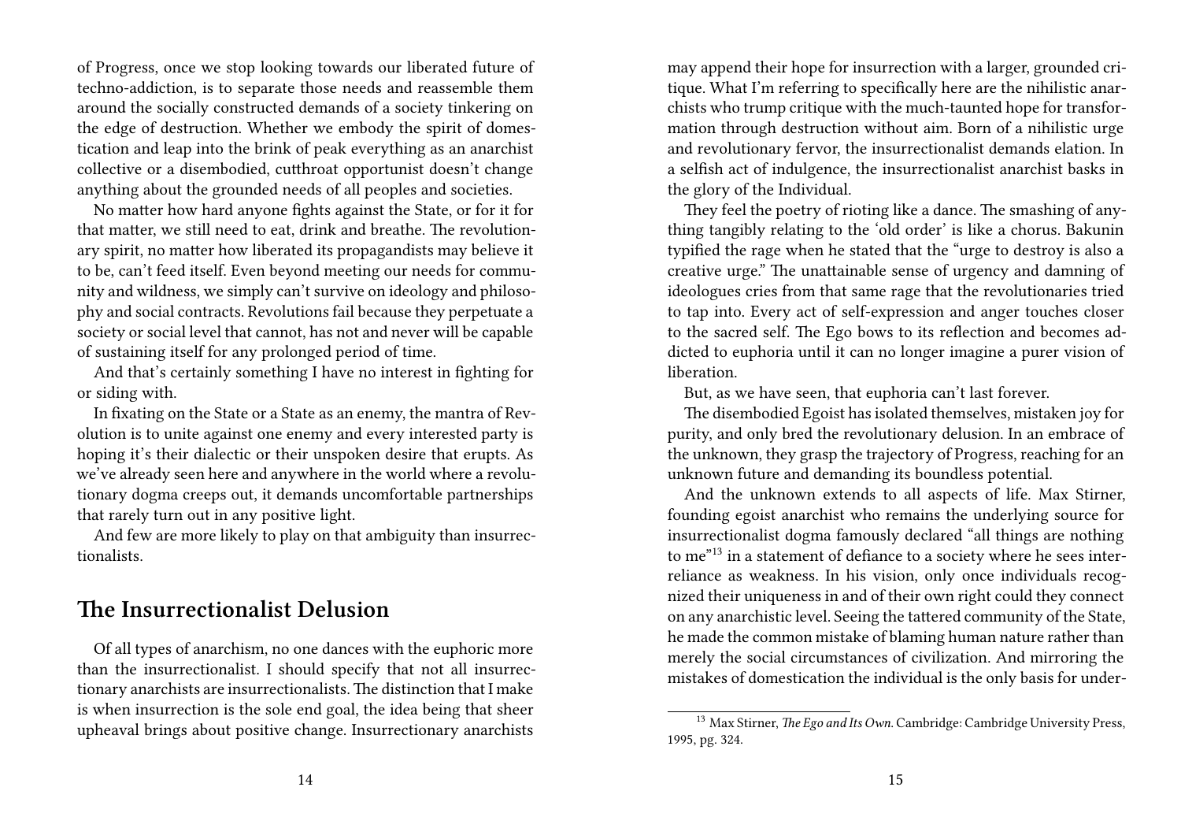of Progress, once we stop looking towards our liberated future of techno-addiction, is to separate those needs and reassemble them around the socially constructed demands of a society tinkering on the edge of destruction. Whether we embody the spirit of domestication and leap into the brink of peak everything as an anarchist collective or a disembodied, cutthroat opportunist doesn't change anything about the grounded needs of all peoples and societies.

No matter how hard anyone fights against the State, or for it for that matter, we still need to eat, drink and breathe. The revolutionary spirit, no matter how liberated its propagandists may believe it to be, can't feed itself. Even beyond meeting our needs for community and wildness, we simply can't survive on ideology and philosophy and social contracts. Revolutions fail because they perpetuate a society or social level that cannot, has not and never will be capable of sustaining itself for any prolonged period of time.

And that's certainly something I have no interest in fighting for or siding with.

In fixating on the State or a State as an enemy, the mantra of Revolution is to unite against one enemy and every interested party is hoping it's their dialectic or their unspoken desire that erupts. As we've already seen here and anywhere in the world where a revolutionary dogma creeps out, it demands uncomfortable partnerships that rarely turn out in any positive light.

And few are more likely to play on that ambiguity than insurrectionalists.

## The Insurrectionalist Delusion

Of all types of anarchism, no one dances with the euphoric more than the insurrectionalist. I should specify that not all insurrectionary anarchists are insurrectionalists. The distinction that I make is when insurrection is the sole end goal, the idea being that sheer upheaval brings about positive change. Insurrectionary anarchists may append their hope for insurrection with a larger, grounded critique. What I'm referring to specifically here are the nihilistic anarchists who trump critique with the much-taunted hope for transformation through destruction without aim. Born of a nihilistic urge and revolutionary fervor, the insurrectionalist demands elation. In a selfish act of indulgence, the insurrectionalist anarchist basks in the glory of the Individual.

They feel the poetry of rioting like a dance. The smashing of anything tangibly relating to the 'old order' is like a chorus. Bakunin typified the rage when he stated that the "urge to destroy is also a creative urge." The unattainable sense of urgency and damning of ideologues cries from that same rage that the revolutionaries tried to tap into. Every act of self-expression and anger touches closer to the sacred self. The Ego bows to its reflection and becomes addicted to euphoria until it can no longer imagine a purer vision of liberation.

But, as we have seen, that euphoria can't last forever.

The disembodied Egoist has isolated themselves, mistaken joy for purity, and only bred the revolutionary delusion. In an embrace of the unknown, they grasp the trajectory of Progress, reaching for an unknown future and demanding its boundless potential.

And the unknown extends to all aspects of life. Max Stirner, founding egoist anarchist who remains the underlying source for insurrectionalist dogma famously declared "all things are nothing to me"[13] in a statement of defiance to a society where he sees inter-reliance as weakness. In his vision, only once individuals recognized their uniqueness in and of their own right could they connect on any anarchistic level. Seeing the tattered community of the State, he made the common mistake of blaming human nature rather than merely the social circumstances of civilization. And mirroring the mistakes of domestication the individual is the only basis for under-

[13] Max Stirner, *The Ego and Its Own*. Cambridge: Cambridge University Press, 1995, pg. 324.